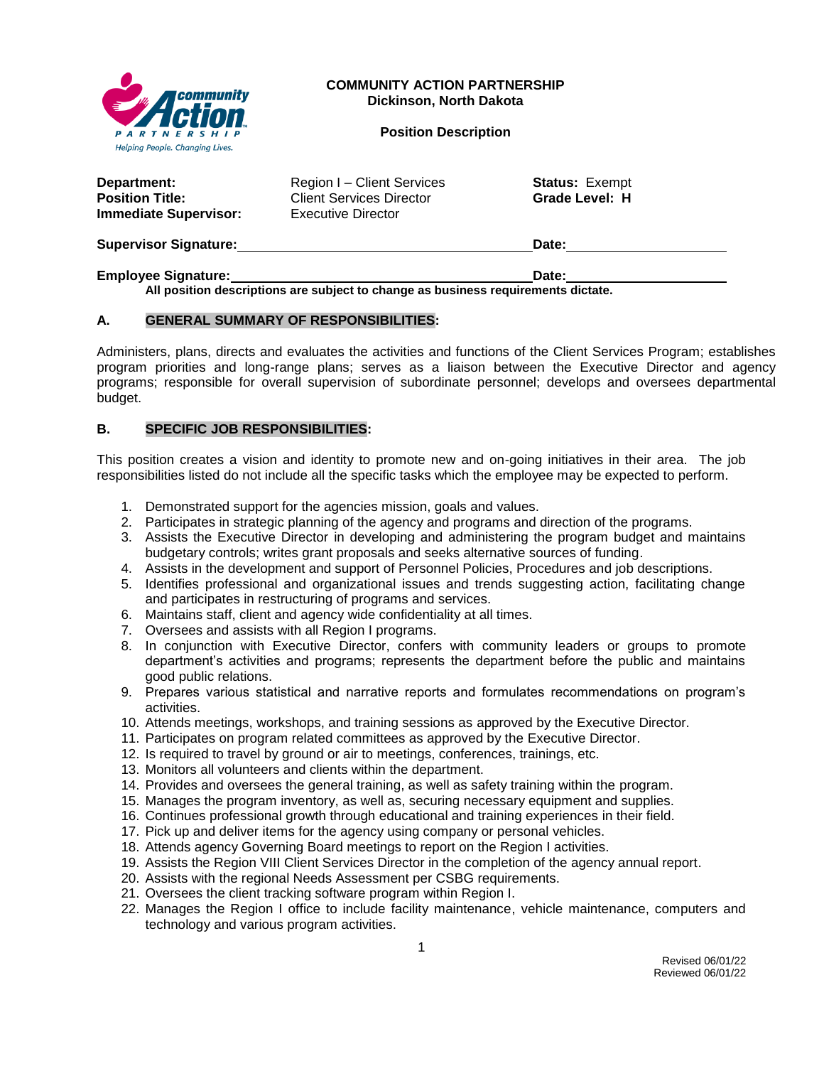**COMMUNITY ACTION PARTNERSHIP**
**Dickinson, North Dakota**

**Position Description**

| | | |
|---|---|---|
| **Department:** | Region I – Client Services | **Status:** Exempt |
| **Position Title:** | Client Services Director | **Grade Level: H** |
| **Immediate Supervisor:** | Executive Director | |

**Supervisor Signature:**\_\_\_\_\_\_\_\_\_\_\_\_\_\_\_\_\_\_\_\_\_\_\_\_\_\_\_\_\_\_ **Date:**\_\_\_\_\_\_\_\_\_\_\_\_\_\_\_\_

**Employee Signature:**\_\_\_\_\_\_\_\_\_\_\_\_\_\_\_\_\_\_\_\_\_\_\_\_\_\_\_\_\_\_ **Date:**\_\_\_\_\_\_\_\_\_\_\_\_\_\_\_\_

**All position descriptions are subject to change as business requirements dictate.**

## A. GENERAL SUMMARY OF RESPONSIBILITIES:

Administers, plans, directs and evaluates the activities and functions of the Client Services Program; establishes program priorities and long-range plans; serves as a liaison between the Executive Director and agency programs; responsible for overall supervision of subordinate personnel; develops and oversees departmental budget.

## B. SPECIFIC JOB RESPONSIBILITIES:

This position creates a vision and identity to promote new and on-going initiatives in their area. The job responsibilities listed do not include all the specific tasks which the employee may be expected to perform.

1. Demonstrated support for the agencies mission, goals and values.
2. Participates in strategic planning of the agency and programs and direction of the programs.
3. Assists the Executive Director in developing and administering the program budget and maintains budgetary controls; writes grant proposals and seeks alternative sources of funding.
4. Assists in the development and support of Personnel Policies, Procedures and job descriptions.
5. Identifies professional and organizational issues and trends suggesting action, facilitating change and participates in restructuring of programs and services.
6. Maintains staff, client and agency wide confidentiality at all times.
7. Oversees and assists with all Region I programs.
8. In conjunction with Executive Director, confers with community leaders or groups to promote department's activities and programs; represents the department before the public and maintains good public relations.
9. Prepares various statistical and narrative reports and formulates recommendations on program's activities.
10. Attends meetings, workshops, and training sessions as approved by the Executive Director.
11. Participates on program related committees as approved by the Executive Director.
12. Is required to travel by ground or air to meetings, conferences, trainings, etc.
13. Monitors all volunteers and clients within the department.
14. Provides and oversees the general training, as well as safety training within the program.
15. Manages the program inventory, as well as, securing necessary equipment and supplies.
16. Continues professional growth through educational and training experiences in their field.
17. Pick up and deliver items for the agency using company or personal vehicles.
18. Attends agency Governing Board meetings to report on the Region I activities.
19. Assists the Region VIII Client Services Director in the completion of the agency annual report.
20. Assists with the regional Needs Assessment per CSBG requirements.
21. Oversees the client tracking software program within Region I.
22. Manages the Region I office to include facility maintenance, vehicle maintenance, computers and technology and various program activities.

Revised 06/01/22
Reviewed 06/01/22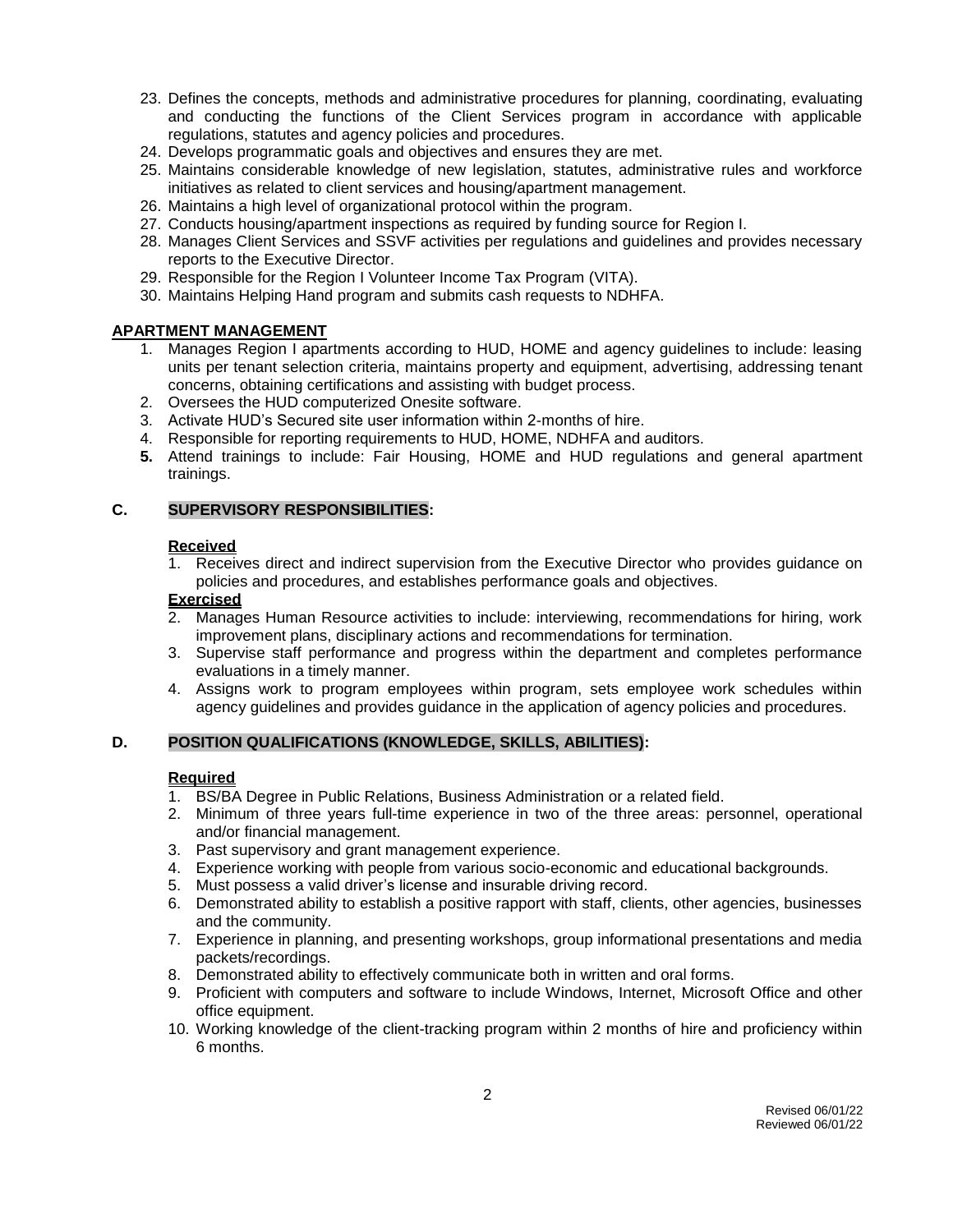23. Defines the concepts, methods and administrative procedures for planning, coordinating, evaluating and conducting the functions of the Client Services program in accordance with applicable regulations, statutes and agency policies and procedures.
24. Develops programmatic goals and objectives and ensures they are met.
25. Maintains considerable knowledge of new legislation, statutes, administrative rules and workforce initiatives as related to client services and housing/apartment management.
26. Maintains a high level of organizational protocol within the program.
27. Conducts housing/apartment inspections as required by funding source for Region I.
28. Manages Client Services and SSVF activities per regulations and guidelines and provides necessary reports to the Executive Director.
29. Responsible for the Region I Volunteer Income Tax Program (VITA).
30. Maintains Helping Hand program and submits cash requests to NDHFA.

**APARTMENT MANAGEMENT**

1. Manages Region I apartments according to HUD, HOME and agency guidelines to include: leasing units per tenant selection criteria, maintains property and equipment, advertising, addressing tenant concerns, obtaining certifications and assisting with budget process.
2. Oversees the HUD computerized Onesite software.
3. Activate HUD's Secured site user information within 2-months of hire.
4. Responsible for reporting requirements to HUD, HOME, NDHFA and auditors.
5. Attend trainings to include: Fair Housing, HOME and HUD regulations and general apartment trainings.

## C. SUPERVISORY RESPONSIBILITIES:

**Received**

1. Receives direct and indirect supervision from the Executive Director who provides guidance on policies and procedures, and establishes performance goals and objectives.

**Exercised**

2. Manages Human Resource activities to include: interviewing, recommendations for hiring, work improvement plans, disciplinary actions and recommendations for termination.
3. Supervise staff performance and progress within the department and completes performance evaluations in a timely manner.
4. Assigns work to program employees within program, sets employee work schedules within agency guidelines and provides guidance in the application of agency policies and procedures.

## D. POSITION QUALIFICATIONS (KNOWLEDGE, SKILLS, ABILITIES):

**Required**

1. BS/BA Degree in Public Relations, Business Administration or a related field.
2. Minimum of three years full-time experience in two of the three areas: personnel, operational and/or financial management.
3. Past supervisory and grant management experience.
4. Experience working with people from various socio-economic and educational backgrounds.
5. Must possess a valid driver's license and insurable driving record.
6. Demonstrated ability to establish a positive rapport with staff, clients, other agencies, businesses and the community.
7. Experience in planning, and presenting workshops, group informational presentations and media packets/recordings.
8. Demonstrated ability to effectively communicate both in written and oral forms.
9. Proficient with computers and software to include Windows, Internet, Microsoft Office and other office equipment.
10. Working knowledge of the client-tracking program within 2 months of hire and proficiency within 6 months.

Revised 06/01/22
Reviewed 06/01/22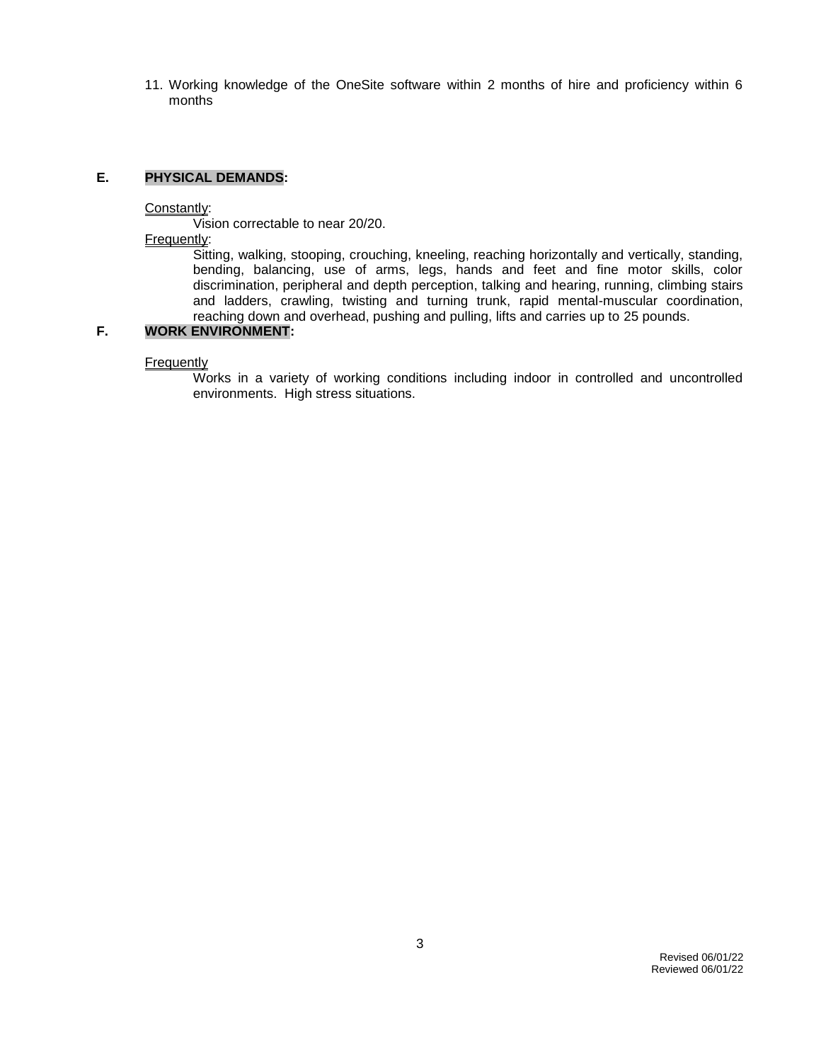11. Working knowledge of the OneSite software within 2 months of hire and proficiency within 6 months

**E. PHYSICAL DEMANDS:**

Constantly:

Vision correctable to near 20/20.

Frequently:

Sitting, walking, stooping, crouching, kneeling, reaching horizontally and vertically, standing, bending, balancing, use of arms, legs, hands and feet and fine motor skills, color discrimination, peripheral and depth perception, talking and hearing, running, climbing stairs and ladders, crawling, twisting and turning trunk, rapid mental-muscular coordination, reaching down and overhead, pushing and pulling, lifts and carries up to 25 pounds.

**F. WORK ENVIRONMENT:**

Frequently

Works in a variety of working conditions including indoor in controlled and uncontrolled environments. High stress situations.

Revised 06/01/22
Reviewed 06/01/22